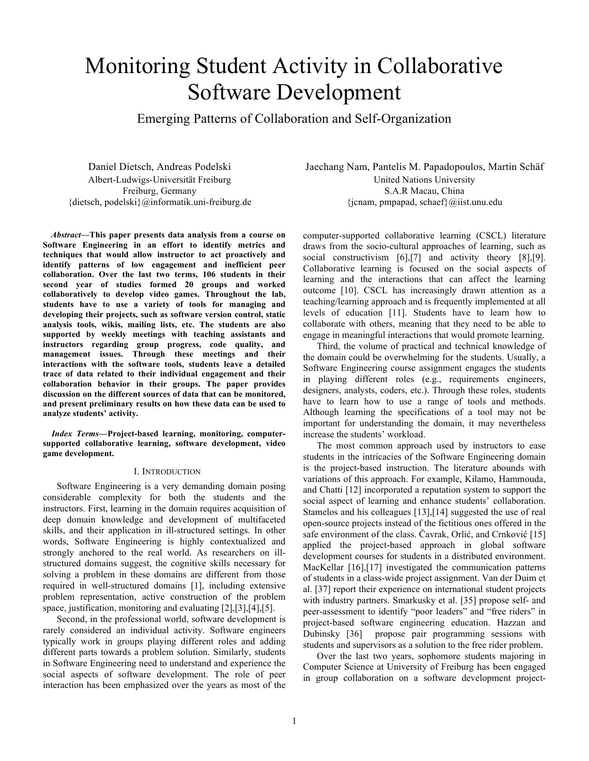# Monitoring Student Activity in Collaborative Software Development

## Emerging Patterns of Collaboration and Self-Organization

Daniel Dietsch, Andreas Podelski
Albert-Ludwigs-Universität Freiburg
Freiburg, Germany
{dietsch, podelski}@informatik.uni-freiburg.de

Jaechang Nam, Pantelis M. Papadopoulos, Martin Schäf
United Nations University
S.A.R Macau, China
{jcnam, pmpapad, schaef}@iist.unu.edu

***Abstract*—This paper presents data analysis from a course on Software Engineering in an effort to identify metrics and techniques that would allow instructor to act proactively and identify patterns of low engagement and inefficient peer collaboration. Over the last two terms, 106 students in their second year of studies formed 20 groups and worked collaboratively to develop video games. Throughout the lab, students have to use a variety of tools for managing and developing their projects, such as software version control, static analysis tools, wikis, mailing lists, etc. The students are also supported by weekly meetings with teaching assistants and instructors regarding group progress, code quality, and management issues. Through these meetings and their interactions with the software tools, students leave a detailed trace of data related to their individual engagement and their collaboration behavior in their groups. The paper provides discussion on the different sources of data that can be monitored, and present preliminary results on how these data can be used to analyze students' activity.**

***Index Terms*—Project-based learning, monitoring, computer-supported collaborative learning, software development, video game development.**

## I. Introduction

Software Engineering is a very demanding domain posing considerable complexity for both the students and the instructors. First, learning in the domain requires acquisition of deep domain knowledge and development of multifaceted skills, and their application in ill-structured settings. In other words, Software Engineering is highly contextualized and strongly anchored to the real world. As researchers on ill-structured domains suggest, the cognitive skills necessary for solving a problem in these domains are different from those required in well-structured domains [1], including extensive problem representation, active construction of the problem space, justification, monitoring and evaluating [2],[3],[4],[5].

Second, in the professional world, software development is rarely considered an individual activity. Software engineers typically work in groups playing different roles and adding different parts towards a problem solution. Similarly, students in Software Engineering need to understand and experience the social aspects of software development. The role of peer interaction has been emphasized over the years as most of the computer-supported collaborative learning (CSCL) literature draws from the socio-cultural approaches of learning, such as social constructivism [6],[7] and activity theory [8],[9]. Collaborative learning is focused on the social aspects of learning and the interactions that can affect the learning outcome [10]. CSCL has increasingly drawn attention as a teaching/learning approach and is frequently implemented at all levels of education [11]. Students have to learn how to collaborate with others, meaning that they need to be able to engage in meaningful interactions that would promote learning.

Third, the volume of practical and technical knowledge of the domain could be overwhelming for the students. Usually, a Software Engineering course assignment engages the students in playing different roles (e.g., requirements engineers, designers, analysts, coders, etc.). Through these roles, students have to learn how to use a range of tools and methods. Although learning the specifications of a tool may not be important for understanding the domain, it may nevertheless increase the students' workload.

The most common approach used by instructors to ease students in the intricacies of the Software Engineering domain is the project-based instruction. The literature abounds with variations of this approach. For example, Kilamo, Hammouda, and Chatti [12] incorporated a reputation system to support the social aspect of learning and enhance students' collaboration. Stamelos and his colleagues [13],[14] suggested the use of real open-source projects instead of the fictitious ones offered in the safe environment of the class. Čavrak, Orlić, and Crnković [15] applied the project-based approach in global software development courses for students in a distributed environment. MacKellar [16],[17] investigated the communication patterns of students in a class-wide project assignment. Van der Duim et al. [37] report their experience on international student projects with industry partners. Smarkusky et al. [35] propose self- and peer-assessment to identify "poor leaders" and "free riders" in project-based software engineering education. Hazzan and Dubinsky [36] propose pair programming sessions with students and supervisors as a solution to the free rider problem.

Over the last two years, sophomore students majoring in Computer Science at University of Freiburg has been engaged in group collaboration on a software development project-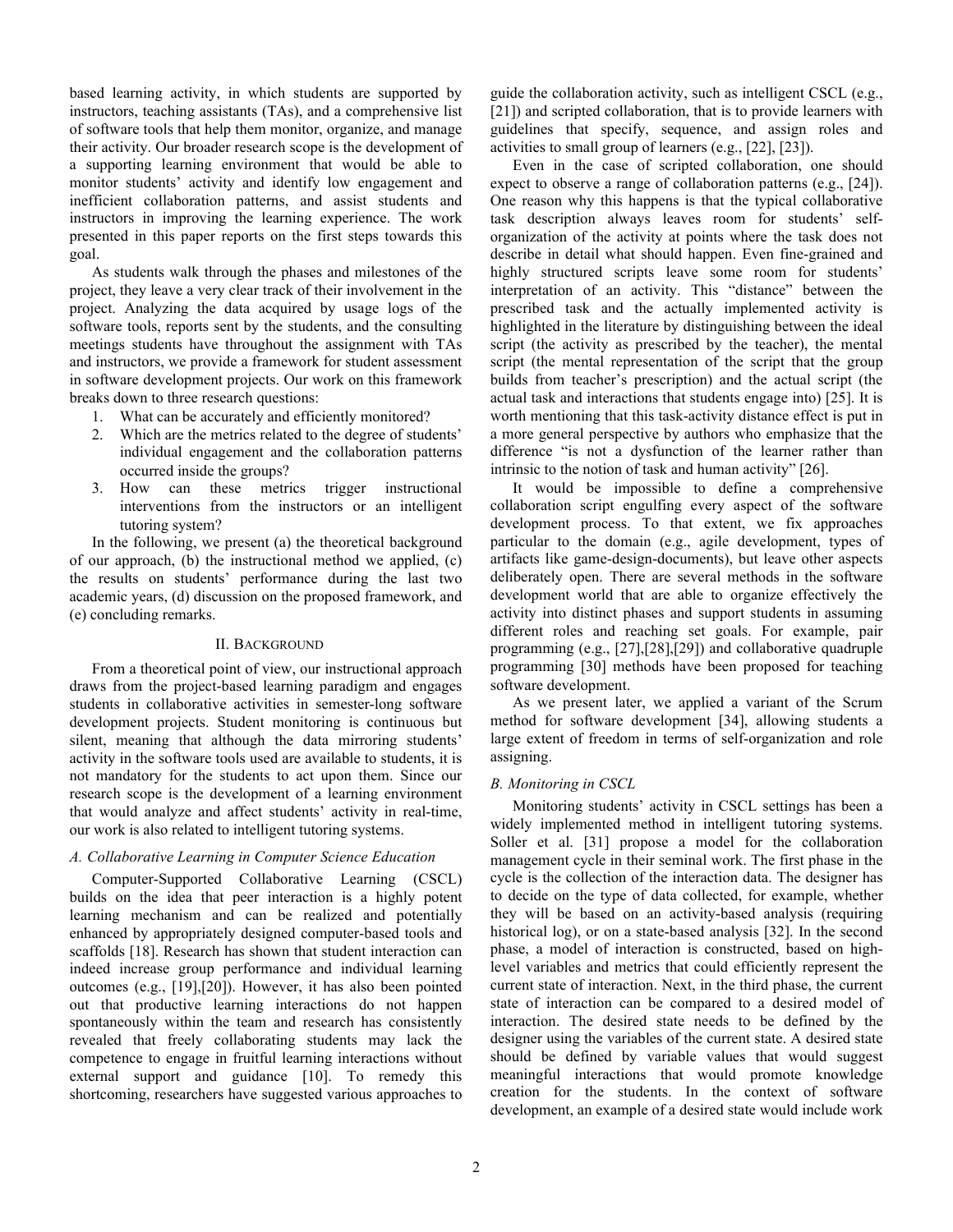based learning activity, in which students are supported by instructors, teaching assistants (TAs), and a comprehensive list of software tools that help them monitor, organize, and manage their activity. Our broader research scope is the development of a supporting learning environment that would be able to monitor students' activity and identify low engagement and inefficient collaboration patterns, and assist students and instructors in improving the learning experience. The work presented in this paper reports on the first steps towards this goal.

As students walk through the phases and milestones of the project, they leave a very clear track of their involvement in the project. Analyzing the data acquired by usage logs of the software tools, reports sent by the students, and the consulting meetings students have throughout the assignment with TAs and instructors, we provide a framework for student assessment in software development projects. Our work on this framework breaks down to three research questions:

1. What can be accurately and efficiently monitored?
2. Which are the metrics related to the degree of students' individual engagement and the collaboration patterns occurred inside the groups?
3. How can these metrics trigger instructional interventions from the instructors or an intelligent tutoring system?

In the following, we present (a) the theoretical background of our approach, (b) the instructional method we applied, (c) the results on students' performance during the last two academic years, (d) discussion on the proposed framework, and (e) concluding remarks.

## II. Background

From a theoretical point of view, our instructional approach draws from the project-based learning paradigm and engages students in collaborative activities in semester-long software development projects. Student monitoring is continuous but silent, meaning that although the data mirroring students' activity in the software tools used are available to students, it is not mandatory for the students to act upon them. Since our research scope is the development of a learning environment that would analyze and affect students' activity in real-time, our work is also related to intelligent tutoring systems.

### A. Collaborative Learning in Computer Science Education

Computer-Supported Collaborative Learning (CSCL) builds on the idea that peer interaction is a highly potent learning mechanism and can be realized and potentially enhanced by appropriately designed computer-based tools and scaffolds [18]. Research has shown that student interaction can indeed increase group performance and individual learning outcomes (e.g., [19],[20]). However, it has also been pointed out that productive learning interactions do not happen spontaneously within the team and research has consistently revealed that freely collaborating students may lack the competence to engage in fruitful learning interactions without external support and guidance [10]. To remedy this shortcoming, researchers have suggested various approaches to guide the collaboration activity, such as intelligent CSCL (e.g., [21]) and scripted collaboration, that is to provide learners with guidelines that specify, sequence, and assign roles and activities to small group of learners (e.g., [22], [23]).

Even in the case of scripted collaboration, one should expect to observe a range of collaboration patterns (e.g., [24]). One reason why this happens is that the typical collaborative task description always leaves room for students' self-organization of the activity at points where the task does not describe in detail what should happen. Even fine-grained and highly structured scripts leave some room for students' interpretation of an activity. This "distance" between the prescribed task and the actually implemented activity is highlighted in the literature by distinguishing between the ideal script (the activity as prescribed by the teacher), the mental script (the mental representation of the script that the group builds from teacher's prescription) and the actual script (the actual task and interactions that students engage into) [25]. It is worth mentioning that this task-activity distance effect is put in a more general perspective by authors who emphasize that the difference "is not a dysfunction of the learner rather than intrinsic to the notion of task and human activity" [26].

It would be impossible to define a comprehensive collaboration script engulfing every aspect of the software development process. To that extent, we fix approaches particular to the domain (e.g., agile development, types of artifacts like game-design-documents), but leave other aspects deliberately open. There are several methods in the software development world that are able to organize effectively the activity into distinct phases and support students in assuming different roles and reaching set goals. For example, pair programming (e.g., [27],[28],[29]) and collaborative quadruple programming [30] methods have been proposed for teaching software development.

As we present later, we applied a variant of the Scrum method for software development [34], allowing students a large extent of freedom in terms of self-organization and role assigning.

### B. Monitoring in CSCL

Monitoring students' activity in CSCL settings has been a widely implemented method in intelligent tutoring systems. Soller et al. [31] propose a model for the collaboration management cycle in their seminal work. The first phase in the cycle is the collection of the interaction data. The designer has to decide on the type of data collected, for example, whether they will be based on an activity-based analysis (requiring historical log), or on a state-based analysis [32]. In the second phase, a model of interaction is constructed, based on high-level variables and metrics that could efficiently represent the current state of interaction. Next, in the third phase, the current state of interaction can be compared to a desired model of interaction. The desired state needs to be defined by the designer using the variables of the current state. A desired state should be defined by variable values that would suggest meaningful interactions that would promote knowledge creation for the students. In the context of software development, an example of a desired state would include work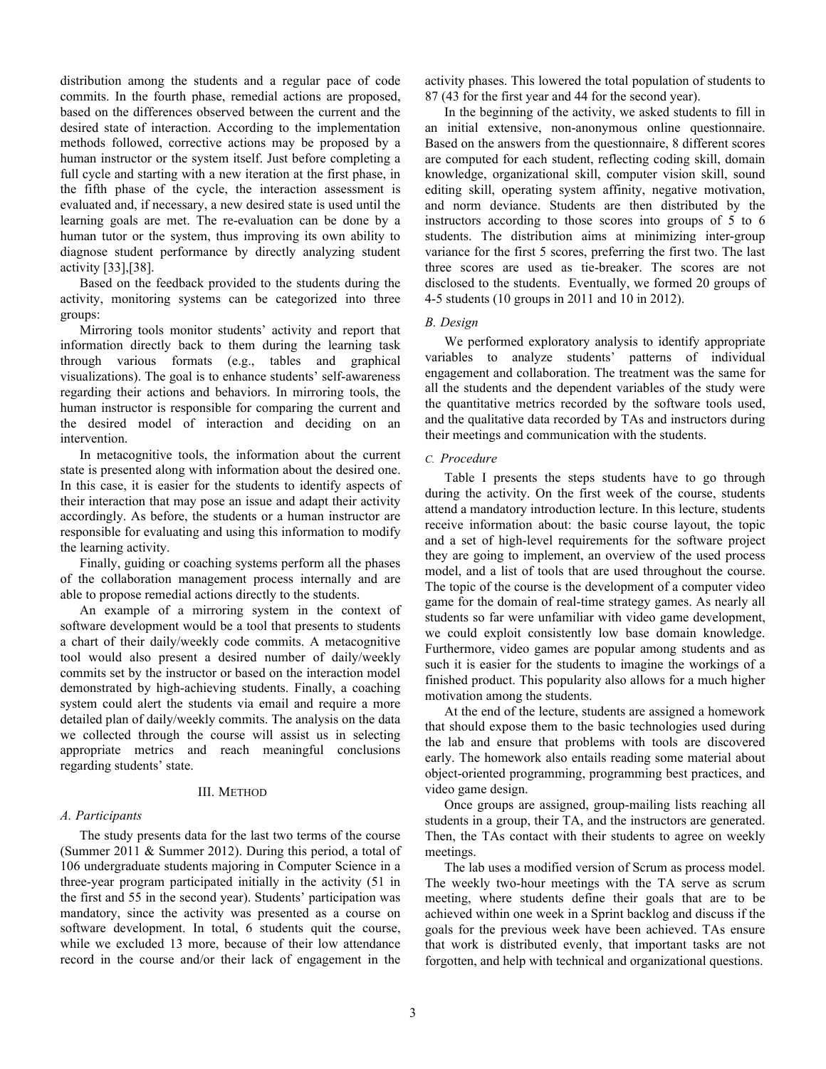distribution among the students and a regular pace of code commits. In the fourth phase, remedial actions are proposed, based on the differences observed between the current and the desired state of interaction. According to the implementation methods followed, corrective actions may be proposed by a human instructor or the system itself. Just before completing a full cycle and starting with a new iteration at the first phase, in the fifth phase of the cycle, the interaction assessment is evaluated and, if necessary, a new desired state is used until the learning goals are met. The re-evaluation can be done by a human tutor or the system, thus improving its own ability to diagnose student performance by directly analyzing student activity [33],[38].

Based on the feedback provided to the students during the activity, monitoring systems can be categorized into three groups:

Mirroring tools monitor students' activity and report that information directly back to them during the learning task through various formats (e.g., tables and graphical visualizations). The goal is to enhance students' self-awareness regarding their actions and behaviors. In mirroring tools, the human instructor is responsible for comparing the current and the desired model of interaction and deciding on an intervention.

In metacognitive tools, the information about the current state is presented along with information about the desired one. In this case, it is easier for the students to identify aspects of their interaction that may pose an issue and adapt their activity accordingly. As before, the students or a human instructor are responsible for evaluating and using this information to modify the learning activity.

Finally, guiding or coaching systems perform all the phases of the collaboration management process internally and are able to propose remedial actions directly to the students.

An example of a mirroring system in the context of software development would be a tool that presents to students a chart of their daily/weekly code commits. A metacognitive tool would also present a desired number of daily/weekly commits set by the instructor or based on the interaction model demonstrated by high-achieving students. Finally, a coaching system could alert the students via email and require a more detailed plan of daily/weekly commits. The analysis on the data we collected through the course will assist us in selecting appropriate metrics and reach meaningful conclusions regarding students' state.

## III. Method

### A. Participants

The study presents data for the last two terms of the course (Summer 2011 & Summer 2012). During this period, a total of 106 undergraduate students majoring in Computer Science in a three-year program participated initially in the activity (51 in the first and 55 in the second year). Students' participation was mandatory, since the activity was presented as a course on software development. In total, 6 students quit the course, while we excluded 13 more, because of their low attendance record in the course and/or their lack of engagement in the activity phases. This lowered the total population of students to 87 (43 for the first year and 44 for the second year).

In the beginning of the activity, we asked students to fill in an initial extensive, non-anonymous online questionnaire. Based on the answers from the questionnaire, 8 different scores are computed for each student, reflecting coding skill, domain knowledge, organizational skill, computer vision skill, sound editing skill, operating system affinity, negative motivation, and norm deviance. Students are then distributed by the instructors according to those scores into groups of 5 to 6 students. The distribution aims at minimizing inter-group variance for the first 5 scores, preferring the first two. The last three scores are used as tie-breaker. The scores are not disclosed to the students. Eventually, we formed 20 groups of 4-5 students (10 groups in 2011 and 10 in 2012).

### B. Design

We performed exploratory analysis to identify appropriate variables to analyze students' patterns of individual engagement and collaboration. The treatment was the same for all the students and the dependent variables of the study were the quantitative metrics recorded by the software tools used, and the qualitative data recorded by TAs and instructors during their meetings and communication with the students.

### C. Procedure

Table I presents the steps students have to go through during the activity. On the first week of the course, students attend a mandatory introduction lecture. In this lecture, students receive information about: the basic course layout, the topic and a set of high-level requirements for the software project they are going to implement, an overview of the used process model, and a list of tools that are used throughout the course. The topic of the course is the development of a computer video game for the domain of real-time strategy games. As nearly all students so far were unfamiliar with video game development, we could exploit consistently low base domain knowledge. Furthermore, video games are popular among students and as such it is easier for the students to imagine the workings of a finished product. This popularity also allows for a much higher motivation among the students.

At the end of the lecture, students are assigned a homework that should expose them to the basic technologies used during the lab and ensure that problems with tools are discovered early. The homework also entails reading some material about object-oriented programming, programming best practices, and video game design.

Once groups are assigned, group-mailing lists reaching all students in a group, their TA, and the instructors are generated. Then, the TAs contact with their students to agree on weekly meetings.

The lab uses a modified version of Scrum as process model. The weekly two-hour meetings with the TA serve as scrum meeting, where students define their goals that are to be achieved within one week in a Sprint backlog and discuss if the goals for the previous week have been achieved. TAs ensure that work is distributed evenly, that important tasks are not forgotten, and help with technical and organizational questions.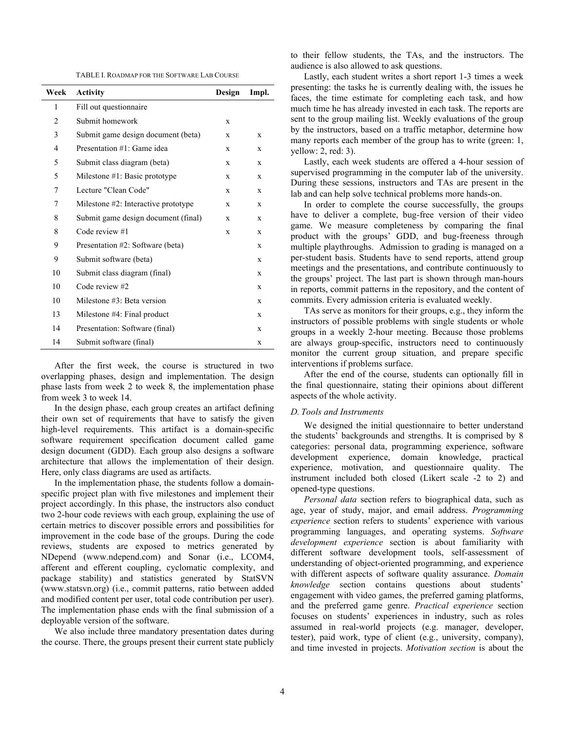TABLE I. ROADMAP FOR THE SOFTWARE LAB COURSE

| Week | Activity | Design | Impl. |
|---|---|---|---|
| 1 | Fill out questionnaire | | |
| 2 | Submit homework | x | |
| 3 | Submit game design document (beta) | x | x |
| 4 | Presentation #1: Game idea | x | x |
| 5 | Submit class diagram (beta) | x | x |
| 5 | Milestone #1: Basic prototype | x | x |
| 7 | Lecture "Clean Code" | x | x |
| 7 | Milestone #2: Interactive prototype | x | x |
| 8 | Submit game design document (final) | x | x |
| 8 | Code review #1 | x | x |
| 9 | Presentation #2: Software (beta) | | x |
| 9 | Submit software (beta) | | x |
| 10 | Submit class diagram (final) | | x |
| 10 | Code review #2 | | x |
| 10 | Milestone #3: Beta version | | x |
| 13 | Milestone #4: Final product | | x |
| 14 | Presentation: Software (final) | | x |
| 14 | Submit software (final) | | x |

After the first week, the course is structured in two overlapping phases, design and implementation. The design phase lasts from week 2 to week 8, the implementation phase from week 3 to week 14.

In the design phase, each group creates an artifact defining their own set of requirements that have to satisfy the given high-level requirements. This artifact is a domain-specific software requirement specification document called game design document (GDD). Each group also designs a software architecture that allows the implementation of their design. Here, only class diagrams are used as artifacts.

In the implementation phase, the students follow a domain-specific project plan with five milestones and implement their project accordingly. In this phase, the instructors also conduct two 2-hour code reviews with each group, explaining the use of certain metrics to discover possible errors and possibilities for improvement in the code base of the groups. During the code reviews, students are exposed to metrics generated by NDepend (www.ndepend.com) and Sonar (i.e., LCOM4, afferent and efferent coupling, cyclomatic complexity, and package stability) and statistics generated by StatSVN (www.statsvn.org) (i.e., commit patterns, ratio between added and modified content per user, total code contribution per user). The implementation phase ends with the final submission of a deployable version of the software.

We also include three mandatory presentation dates during the course. There, the groups present their current state publicly to their fellow students, the TAs, and the instructors. The audience is also allowed to ask questions.

Lastly, each student writes a short report 1-3 times a week presenting: the tasks he is currently dealing with, the issues he faces, the time estimate for completing each task, and how much time he has already invested in each task. The reports are sent to the group mailing list. Weekly evaluations of the group by the instructors, based on a traffic metaphor, determine how many reports each member of the group has to write (green: 1, yellow: 2, red: 3).

Lastly, each week students are offered a 4-hour session of supervised programming in the computer lab of the university. During these sessions, instructors and TAs are present in the lab and can help solve technical problems more hands-on.

In order to complete the course successfully, the groups have to deliver a complete, bug-free version of their video game. We measure completeness by comparing the final product with the groups' GDD, and bug-freeness through multiple playthroughs. Admission to grading is managed on a per-student basis. Students have to send reports, attend group meetings and the presentations, and contribute continuously to the groups' project. The last part is shown through man-hours in reports, commit patterns in the repository, and the content of commits. Every admission criteria is evaluated weekly.

TAs serve as monitors for their groups, e.g., they inform the instructors of possible problems with single students or whole groups in a weekly 2-hour meeting. Because those problems are always group-specific, instructors need to continuously monitor the current group situation, and prepare specific interventions if problems surface.

After the end of the course, students can optionally fill in the final questionnaire, stating their opinions about different aspects of the whole activity.

### *D. Tools and Instruments*

We designed the initial questionnaire to better understand the students' backgrounds and strengths. It is comprised by 8 categories: personal data, programming experience, software development experience, domain knowledge, practical experience, motivation, and questionnaire quality. The instrument included both closed (Likert scale -2 to 2) and opened-type questions.

*Personal data* section refers to biographical data, such as age, year of study, major, and email address. *Programming experience* section refers to students' experience with various programming languages, and operating systems. *Software development experience* section is about familiarity with different software development tools, self-assessment of understanding of object-oriented programming, and experience with different aspects of software quality assurance. *Domain knowledge* section contains questions about students' engagement with video games, the preferred gaming platforms, and the preferred game genre. *Practical experience* section focuses on students' experiences in industry, such as roles assumed in real-world projects (e.g. manager, developer, tester), paid work, type of client (e.g., university, company), and time invested in projects. *Motivation section* is about the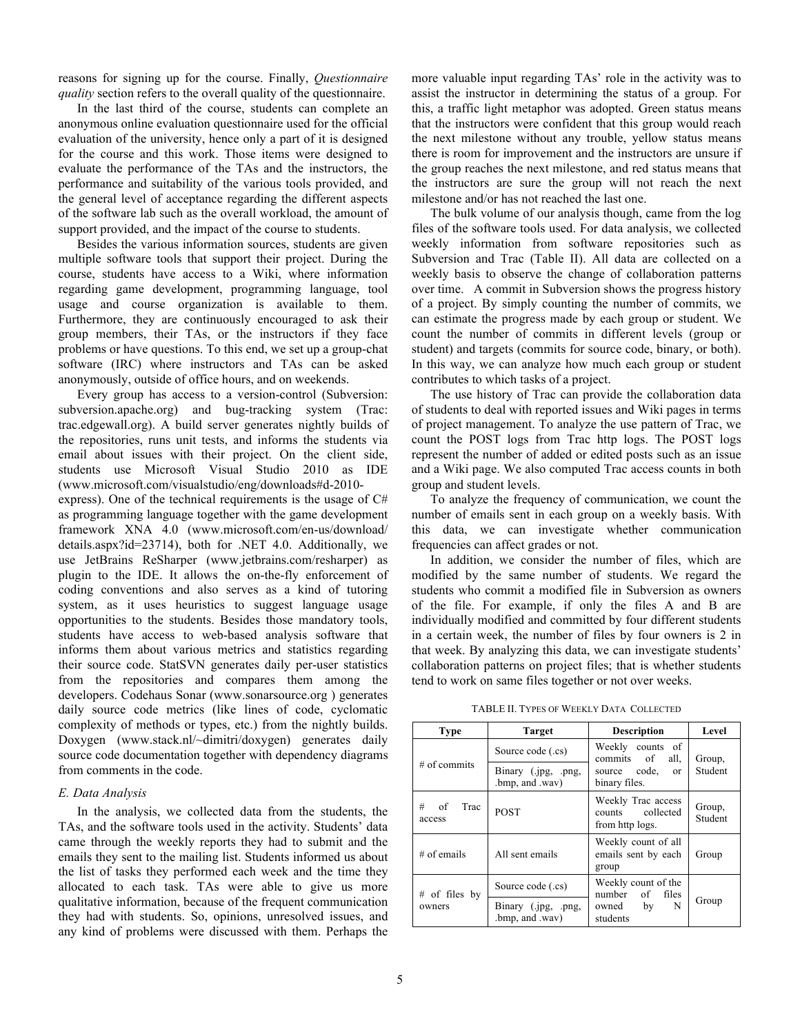reasons for signing up for the course. Finally, *Questionnaire quality* section refers to the overall quality of the questionnaire.

In the last third of the course, students can complete an anonymous online evaluation questionnaire used for the official evaluation of the university, hence only a part of it is designed for the course and this work. Those items were designed to evaluate the performance of the TAs and the instructors, the performance and suitability of the various tools provided, and the general level of acceptance regarding the different aspects of the software lab such as the overall workload, the amount of support provided, and the impact of the course to students.

Besides the various information sources, students are given multiple software tools that support their project. During the course, students have access to a Wiki, where information regarding game development, programming language, tool usage and course organization is available to them. Furthermore, they are continuously encouraged to ask their group members, their TAs, or the instructors if they face problems or have questions. To this end, we set up a group-chat software (IRC) where instructors and TAs can be asked anonymously, outside of office hours, and on weekends.

Every group has access to a version-control (Subversion: subversion.apache.org) and bug-tracking system (Trac: trac.edgewall.org). A build server generates nightly builds of the repositories, runs unit tests, and informs the students via email about issues with their project. On the client side, students use Microsoft Visual Studio 2010 as IDE (www.microsoft.com/visualstudio/eng/downloads#d-2010-express). One of the technical requirements is the usage of C# as programming language together with the game development framework XNA 4.0 (www.microsoft.com/en-us/download/details.aspx?id=23714), both for .NET 4.0. Additionally, we use JetBrains ReSharper (www.jetbrains.com/resharper) as plugin to the IDE. It allows the on-the-fly enforcement of coding conventions and also serves as a kind of tutoring system, as it uses heuristics to suggest language usage opportunities to the students. Besides those mandatory tools, students have access to web-based analysis software that informs them about various metrics and statistics regarding their source code. StatSVN generates daily per-user statistics from the repositories and compares them among the developers. Codehaus Sonar (www.sonarsource.org ) generates daily source code metrics (like lines of code, cyclomatic complexity of methods or types, etc.) from the nightly builds. Doxygen (www.stack.nl/~dimitri/doxygen) generates daily source code documentation together with dependency diagrams from comments in the code.

### *E. Data Analysis*

In the analysis, we collected data from the students, the TAs, and the software tools used in the activity. Students' data came through the weekly reports they had to submit and the emails they sent to the mailing list. Students informed us about the list of tasks they performed each week and the time they allocated to each task. TAs were able to give us more qualitative information, because of the frequent communication they had with students. So, opinions, unresolved issues, and any kind of problems were discussed with them. Perhaps the more valuable input regarding TAs' role in the activity was to assist the instructor in determining the status of a group. For this, a traffic light metaphor was adopted. Green status means that the instructors were confident that this group would reach the next milestone without any trouble, yellow status means there is room for improvement and the instructors are unsure if the group reaches the next milestone, and red status means that the instructors are sure the group will not reach the next milestone and/or has not reached the last one.

The bulk volume of our analysis though, came from the log files of the software tools used. For data analysis, we collected weekly information from software repositories such as Subversion and Trac (Table II). All data are collected on a weekly basis to observe the change of collaboration patterns over time. A commit in Subversion shows the progress history of a project. By simply counting the number of commits, we can estimate the progress made by each group or student. We count the number of commits in different levels (group or student) and targets (commits for source code, binary, or both). In this way, we can analyze how much each group or student contributes to which tasks of a project.

The use history of Trac can provide the collaboration data of students to deal with reported issues and Wiki pages in terms of project management. To analyze the use pattern of Trac, we count the POST logs from Trac http logs. The POST logs represent the number of added or edited posts such as an issue and a Wiki page. We also computed Trac access counts in both group and student levels.

To analyze the frequency of communication, we count the number of emails sent in each group on a weekly basis. With this data, we can investigate whether communication frequencies can affect grades or not.

In addition, we consider the number of files, which are modified by the same number of students. We regard the students who commit a modified file in Subversion as owners of the file. For example, if only the files A and B are individually modified and committed by four different students in a certain week, the number of files by four owners is 2 in that week. By analyzing this data, we can investigate students' collaboration patterns on project files; that is whether students tend to work on same files together or not over weeks.

TABLE II. TYPES OF WEEKLY DATA COLLECTED

| Type | Target | Description | Level |
|---|---|---|---|
| # of commits | Source code (.cs) | Weekly counts of commits of all, source code, or binary files. | Group, Student |
| | Binary (.jpg, .png, .bmp, and .wav) | | |
| # of Trac access | POST | Weekly Trac access counts collected from http logs. | Group, Student |
| # of emails | All sent emails | Weekly count of all emails sent by each group | Group |
| # of files by owners | Source code (.cs) | Weekly count of the number of files owned by N students | Group |
| | Binary (.jpg, .png, .bmp, and .wav) | | |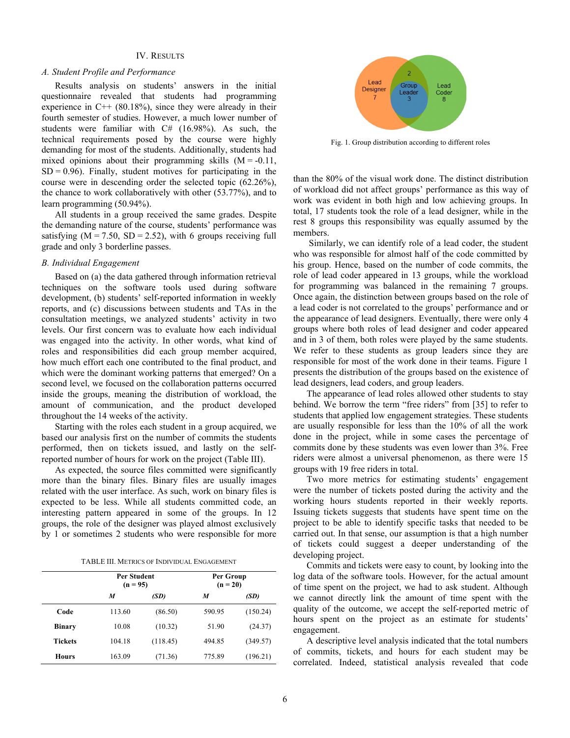## IV. Results

### A. Student Profile and Performance

Results analysis on students' answers in the initial questionnaire revealed that students had programming experience in C++ (80.18%), since they were already in their fourth semester of studies. However, a much lower number of students were familiar with C# (16.98%). As such, the technical requirements posed by the course were highly demanding for most of the students. Additionally, students had mixed opinions about their programming skills (M = -0.11, SD = 0.96). Finally, student motives for participating in the course were in descending order the selected topic (62.26%), the chance to work collaboratively with other (53.77%), and to learn programming (50.94%).

All students in a group received the same grades. Despite the demanding nature of the course, students' performance was satisfying (M = 7.50, SD = 2.52), with 6 groups receiving full grade and only 3 borderline passes.

### B. Individual Engagement

Based on (a) the data gathered through information retrieval techniques on the software tools used during software development, (b) students' self-reported information in weekly reports, and (c) discussions between students and TAs in the consultation meetings, we analyzed students' activity in two levels. Our first concern was to evaluate how each individual was engaged into the activity. In other words, what kind of roles and responsibilities did each group member acquired, how much effort each one contributed to the final product, and which were the dominant working patterns that emerged? On a second level, we focused on the collaboration patterns occurred inside the groups, meaning the distribution of workload, the amount of communication, and the product developed throughout the 14 weeks of the activity.

Starting with the roles each student in a group acquired, we based our analysis first on the number of commits the students performed, then on tickets issued, and lastly on the self-reported number of hours for work on the project (Table III).

As expected, the source files committed were significantly more than the binary files. Binary files are usually images related with the user interface. As such, work on binary files is expected to be less. While all students committed code, an interesting pattern appeared in some of the groups. In 12 groups, the role of the designer was played almost exclusively by 1 or sometimes 2 students who were responsible for more than the 80% of the visual work done. The distinct distribution of workload did not affect groups' performance as this way of work was evident in both high and low achieving groups. In total, 17 students took the role of a lead designer, while in the rest 8 groups this responsibility was equally assumed by the members.

TABLE III. Metrics of Individual Engagement

| | Per Student (n = 95) | | Per Group (n = 20) | |
|---|---|---|---|---|
| | *M* | *(SD)* | *M* | *(SD)* |
| **Code** | 113.60 | (86.50) | 590.95 | (150.24) |
| **Binary** | 10.08 | (10.32) | 51.90 | (24.37) |
| **Tickets** | 104.18 | (118.45) | 494.85 | (349.57) |
| **Hours** | 163.09 | (71.36) | 775.89 | (196.21) |

Lead Designer 7 | 2 | Group Leader 3 | Lead Coder 8

Fig. 1. Group distribution according to different roles

Similarly, we can identify role of a lead coder, the student who was responsible for almost half of the code committed by his group. Hence, based on the number of code commits, the role of lead coder appeared in 13 groups, while the workload for programming was balanced in the remaining 7 groups. Once again, the distinction between groups based on the role of a lead coder is not correlated to the groups' performance and or the appearance of lead designers. Eventually, there were only 4 groups where both roles of lead designer and coder appeared and in 3 of them, both roles were played by the same students. We refer to these students as group leaders since they are responsible for most of the work done in their teams. Figure 1 presents the distribution of the groups based on the existence of lead designers, lead coders, and group leaders.

The appearance of lead roles allowed other students to stay behind. We borrow the term "free riders" from [35] to refer to students that applied low engagement strategies. These students are usually responsible for less than the 10% of all the work done in the project, while in some cases the percentage of commits done by these students was even lower than 3%. Free riders were almost a universal phenomenon, as there were 15 groups with 19 free riders in total.

Two more metrics for estimating students' engagement were the number of tickets posted during the activity and the working hours students reported in their weekly reports. Issuing tickets suggests that students have spent time on the project to be able to identify specific tasks that needed to be carried out. In that sense, our assumption is that a high number of tickets could suggest a deeper understanding of the developing project.

Commits and tickets were easy to count, by looking into the log data of the software tools. However, for the actual amount of time spent on the project, we had to ask student. Although we cannot directly link the amount of time spent with the quality of the outcome, we accept the self-reported metric of hours spent on the project as an estimate for students' engagement.

A descriptive level analysis indicated that the total numbers of commits, tickets, and hours for each student may be correlated. Indeed, statistical analysis revealed that code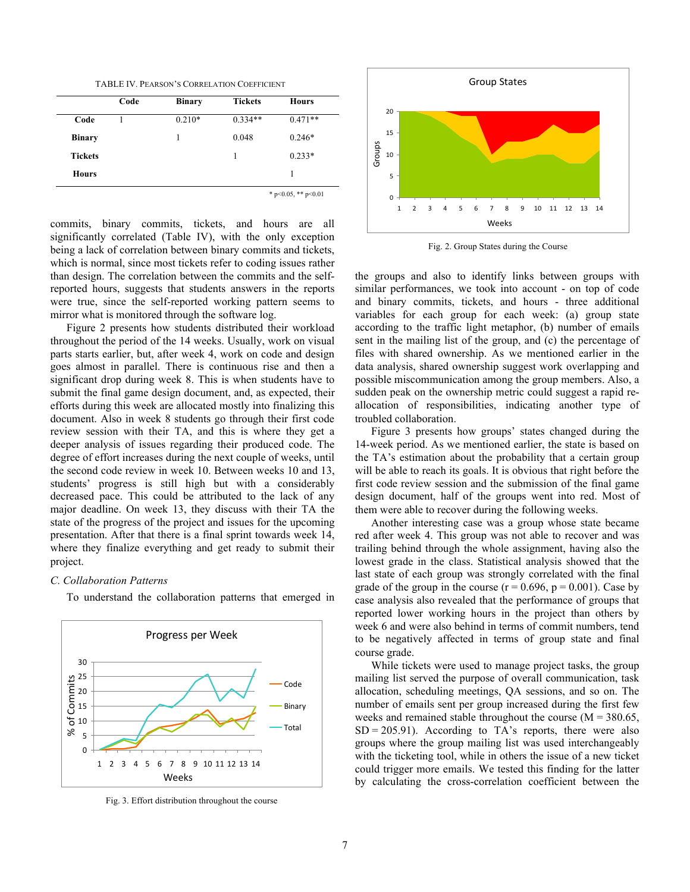TABLE IV. PEARSON'S CORRELATION COEFFICIENT

| | Code | Binary | Tickets | Hours |
|---|---|---|---|---|
| **Code** | 1 | 0.210* | 0.334** | 0.471** |
| **Binary** | | 1 | 0.048 | 0.246* |
| **Tickets** | | | 1 | 0.233* |
| **Hours** | | | | 1 |

\* $p<0.05$, ** $p<0.01$

commits, binary commits, tickets, and hours are all significantly correlated (Table IV), with the only exception being a lack of correlation between binary commits and tickets, which is normal, since most tickets refer to coding issues rather than design. The correlation between the commits and the self-reported hours, suggests that students answers in the reports were true, since the self-reported working pattern seems to mirror what is monitored through the software log.

Figure 2 presents how students distributed their workload throughout the period of the 14 weeks. Usually, work on visual parts starts earlier, but, after week 4, work on code and design goes almost in parallel. There is continuous rise and then a significant drop during week 8. This is when students have to submit the final game design document, and, as expected, their efforts during this week are allocated mostly into finalizing this document. Also in week 8 students go through their first code review session with their TA, and this is where they get a deeper analysis of issues regarding their produced code. The degree of effort increases during the next couple of weeks, until the second code review in week 10. Between weeks 10 and 13, students' progress is still high but with a considerably decreased pace. This could be attributed to the lack of any major deadline. On week 13, they discuss with their TA the state of the progress of the project and issues for the upcoming presentation. After that there is a final sprint towards week 14, where they finalize everything and get ready to submit their project.

### *C. Collaboration Patterns*

To understand the collaboration patterns that emerged in the groups and also to identify links between groups with similar performances, we took into account - on top of code and binary commits, tickets, and hours - three additional variables for each group for each week: (a) group state according to the traffic light metaphor, (b) number of emails sent in the mailing list of the group, and (c) the percentage of files with shared ownership. As we mentioned earlier in the data analysis, shared ownership suggest work overlapping and possible miscommunication among the group members. Also, a sudden peak on the ownership metric could suggest a rapid re-allocation of responsibilities, indicating another type of troubled collaboration.

Fig. 3. Effort distribution throughout the course

Fig. 2. Group States during the Course

Figure 3 presents how groups' states changed during the 14-week period. As we mentioned earlier, the state is based on the TA's estimation about the probability that a certain group will be able to reach its goals. It is obvious that right before the first code review session and the submission of the final game design document, half of the groups went into red. Most of them were able to recover during the following weeks.

Another interesting case was a group whose state became red after week 4. This group was not able to recover and was trailing behind through the whole assignment, having also the lowest grade in the class. Statistical analysis showed that the last state of each group was strongly correlated with the final grade of the group in the course ($r = 0.696$, $p = 0.001$). Case by case analysis also revealed that the performance of groups that reported lower working hours in the project than others by week 6 and were also behind in terms of commit numbers, tend to be negatively affected in terms of group state and final course grade.

While tickets were used to manage project tasks, the group mailing list served the purpose of overall communication, task allocation, scheduling meetings, QA sessions, and so on. The number of emails sent per group increased during the first few weeks and remained stable throughout the course ($M = 380.65$, $SD = 205.91$). According to TA's reports, there were also groups where the group mailing list was used interchangeably with the ticketing tool, while in others the issue of a new ticket could trigger more emails. We tested this finding for the latter by calculating the cross-correlation coefficient between the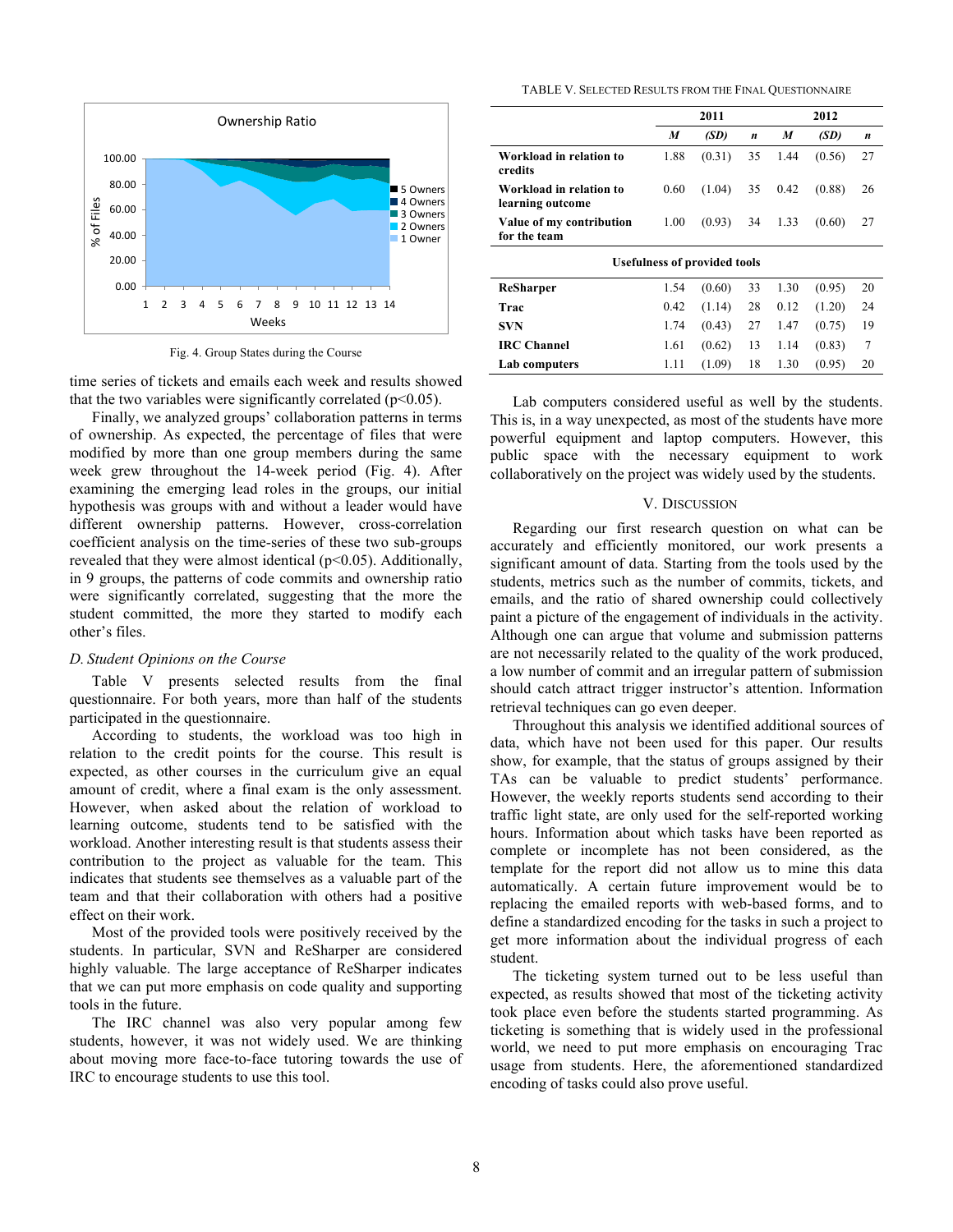Fig. 4. Group States during the Course

time series of tickets and emails each week and results showed that the two variables were significantly correlated ($p<0.05$).

Finally, we analyzed groups' collaboration patterns in terms of ownership. As expected, the percentage of files that were modified by more than one group members during the same week grew throughout the 14-week period (Fig. 4). After examining the emerging lead roles in the groups, our initial hypothesis was groups with and without a leader would have different ownership patterns. However, cross-correlation coefficient analysis on the time-series of these two sub-groups revealed that they were almost identical ($p<0.05$). Additionally, in 9 groups, the patterns of code commits and ownership ratio were significantly correlated, suggesting that the more the student committed, the more they started to modify each other's files.

### *D. Student Opinions on the Course*

Table V presents selected results from the final questionnaire. For both years, more than half of the students participated in the questionnaire.

According to students, the workload was too high in relation to the credit points for the course. This result is expected, as other courses in the curriculum give an equal amount of credit, where a final exam is the only assessment. However, when asked about the relation of workload to learning outcome, students tend to be satisfied with the workload. Another interesting result is that students assess their contribution to the project as valuable for the team. This indicates that students see themselves as a valuable part of the team and that their collaboration with others had a positive effect on their work.

Most of the provided tools were positively received by the students. In particular, SVN and ReSharper are considered highly valuable. The large acceptance of ReSharper indicates that we can put more emphasis on code quality and supporting tools in the future.

The IRC channel was also very popular among few students, however, it was not widely used. We are thinking about moving more face-to-face tutoring towards the use of IRC to encourage students to use this tool.

TABLE V. SELECTED RESULTS FROM THE FINAL QUESTIONNAIRE

| | 2011 | | | 2012 | | |
|---|---|---|---|---|---|---|
| | *M* | *(SD)* | *n* | *M* | *(SD)* | *n* |
| **Workload in relation to credits** | 1.88 | (0.31) | 35 | 1.44 | (0.56) | 27 |
| **Workload in relation to learning outcome** | 0.60 | (1.04) | 35 | 0.42 | (0.88) | 26 |
| **Value of my contribution for the team** | 1.00 | (0.93) | 34 | 1.33 | (0.60) | 27 |
| **Usefulness of provided tools** | | | | | | |
| **ReSharper** | 1.54 | (0.60) | 33 | 1.30 | (0.95) | 20 |
| **Trac** | 0.42 | (1.14) | 28 | 0.12 | (1.20) | 24 |
| **SVN** | 1.74 | (0.43) | 27 | 1.47 | (0.75) | 19 |
| **IRC Channel** | 1.61 | (0.62) | 13 | 1.14 | (0.83) | 7 |
| **Lab computers** | 1.11 | (1.09) | 18 | 1.30 | (0.95) | 20 |

Lab computers considered useful as well by the students. This is, in a way unexpected, as most of the students have more powerful equipment and laptop computers. However, this public space with the necessary equipment to work collaboratively on the project was widely used by the students.

## V. DISCUSSION

Regarding our first research question on what can be accurately and efficiently monitored, our work presents a significant amount of data. Starting from the tools used by the students, metrics such as the number of commits, tickets, and emails, and the ratio of shared ownership could collectively paint a picture of the engagement of individuals in the activity. Although one can argue that volume and submission patterns are not necessarily related to the quality of the work produced, a low number of commit and an irregular pattern of submission should catch attract trigger instructor's attention. Information retrieval techniques can go even deeper.

Throughout this analysis we identified additional sources of data, which have not been used for this paper. Our results show, for example, that the status of groups assigned by their TAs can be valuable to predict students' performance. However, the weekly reports students send according to their traffic light state, are only used for the self-reported working hours. Information about which tasks have been reported as complete or incomplete has not been considered, as the template for the report did not allow us to mine this data automatically. A certain future improvement would be to replacing the emailed reports with web-based forms, and to define a standardized encoding for the tasks in such a project to get more information about the individual progress of each student.

The ticketing system turned out to be less useful than expected, as results showed that most of the ticketing activity took place even before the students started programming. As ticketing is something that is widely used in the professional world, we need to put more emphasis on encouraging Trac usage from students. Here, the aforementioned standardized encoding of tasks could also prove useful.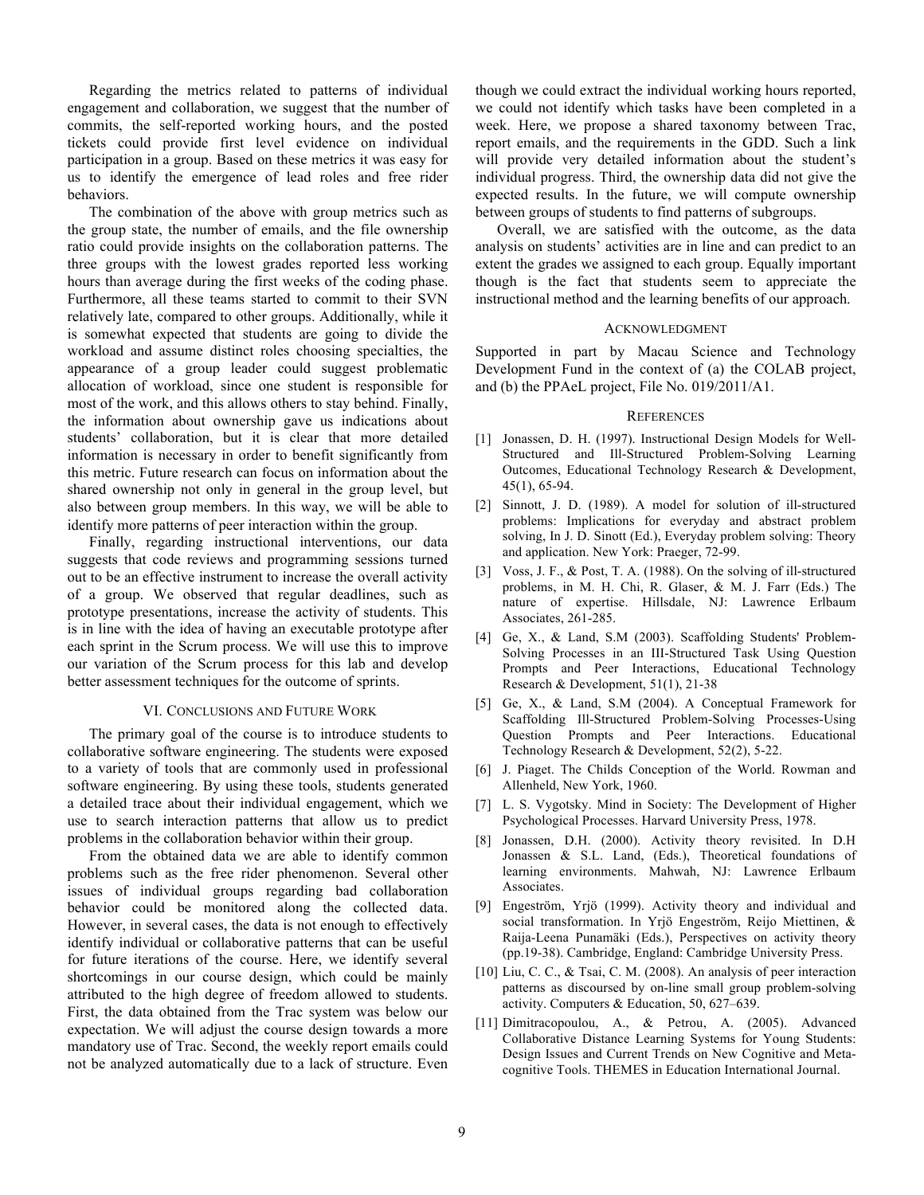Regarding the metrics related to patterns of individual engagement and collaboration, we suggest that the number of commits, the self-reported working hours, and the posted tickets could provide first level evidence on individual participation in a group. Based on these metrics it was easy for us to identify the emergence of lead roles and free rider behaviors.

The combination of the above with group metrics such as the group state, the number of emails, and the file ownership ratio could provide insights on the collaboration patterns. The three groups with the lowest grades reported less working hours than average during the first weeks of the coding phase. Furthermore, all these teams started to commit to their SVN relatively late, compared to other groups. Additionally, while it is somewhat expected that students are going to divide the workload and assume distinct roles choosing specialties, the appearance of a group leader could suggest problematic allocation of workload, since one student is responsible for most of the work, and this allows others to stay behind. Finally, the information about ownership gave us indications about students' collaboration, but it is clear that more detailed information is necessary in order to benefit significantly from this metric. Future research can focus on information about the shared ownership not only in general in the group level, but also between group members. In this way, we will be able to identify more patterns of peer interaction within the group.

Finally, regarding instructional interventions, our data suggests that code reviews and programming sessions turned out to be an effective instrument to increase the overall activity of a group. We observed that regular deadlines, such as prototype presentations, increase the activity of students. This is in line with the idea of having an executable prototype after each sprint in the Scrum process. We will use this to improve our variation of the Scrum process for this lab and develop better assessment techniques for the outcome of sprints.

## VI. Conclusions and Future Work

The primary goal of the course is to introduce students to collaborative software engineering. The students were exposed to a variety of tools that are commonly used in professional software engineering. By using these tools, students generated a detailed trace about their individual engagement, which we use to search interaction patterns that allow us to predict problems in the collaboration behavior within their group.

From the obtained data we are able to identify common problems such as the free rider phenomenon. Several other issues of individual groups regarding bad collaboration behavior could be monitored along the collected data. However, in several cases, the data is not enough to effectively identify individual or collaborative patterns that can be useful for future iterations of the course. Here, we identify several shortcomings in our course design, which could be mainly attributed to the high degree of freedom allowed to students. First, the data obtained from the Trac system was below our expectation. We will adjust the course design towards a more mandatory use of Trac. Second, the weekly report emails could not be analyzed automatically due to a lack of structure. Even though we could extract the individual working hours reported, we could not identify which tasks have been completed in a week. Here, we propose a shared taxonomy between Trac, report emails, and the requirements in the GDD. Such a link will provide very detailed information about the student's individual progress. Third, the ownership data did not give the expected results. In the future, we will compute ownership between groups of students to find patterns of subgroups.

Overall, we are satisfied with the outcome, as the data analysis on students' activities are in line and can predict to an extent the grades we assigned to each group. Equally important though is the fact that students seem to appreciate the instructional method and the learning benefits of our approach.

## Acknowledgment

Supported in part by Macau Science and Technology Development Fund in the context of (a) the COLAB project, and (b) the PPAeL project, File No. 019/2011/A1.

## References

[1] Jonassen, D. H. (1997). Instructional Design Models for Well-Structured and Ill-Structured Problem-Solving Learning Outcomes, Educational Technology Research & Development, 45(1), 65-94.

[2] Sinnott, J. D. (1989). A model for solution of ill-structured problems: Implications for everyday and abstract problem solving, In J. D. Sinott (Ed.), Everyday problem solving: Theory and application. New York: Praeger, 72-99.

[3] Voss, J. F., & Post, T. A. (1988). On the solving of ill-structured problems, in M. H. Chi, R. Glaser, & M. J. Farr (Eds.) The nature of expertise. Hillsdale, NJ: Lawrence Erlbaum Associates, 261-285.

[4] Ge, X., & Land, S.M (2003). Scaffolding Students' Problem-Solving Processes in an III-Structured Task Using Question Prompts and Peer Interactions, Educational Technology Research & Development, 51(1), 21-38

[5] Ge, X., & Land, S.M (2004). A Conceptual Framework for Scaffolding Ill-Structured Problem-Solving Processes-Using Question Prompts and Peer Interactions. Educational Technology Research & Development, 52(2), 5-22.

[6] J. Piaget. The Childs Conception of the World. Rowman and Allenheld, New York, 1960.

[7] L. S. Vygotsky. Mind in Society: The Development of Higher Psychological Processes. Harvard University Press, 1978.

[8] Jonassen, D.H. (2000). Activity theory revisited. In D.H Jonassen & S.L. Land, (Eds.), Theoretical foundations of learning environments. Mahwah, NJ: Lawrence Erlbaum Associates.

[9] Engeström, Yrjö (1999). Activity theory and individual and social transformation. In Yrjö Engeström, Reijo Miettinen, & Raija-Leena Punamäki (Eds.), Perspectives on activity theory (pp.19-38). Cambridge, England: Cambridge University Press.

[10] Liu, C. C., & Tsai, C. M. (2008). An analysis of peer interaction patterns as discoursed by on-line small group problem-solving activity. Computers & Education, 50, 627–639.

[11] Dimitracopoulou, A., & Petrou, A. (2005). Advanced Collaborative Distance Learning Systems for Young Students: Design Issues and Current Trends on New Cognitive and Meta-cognitive Tools. THEMES in Education International Journal.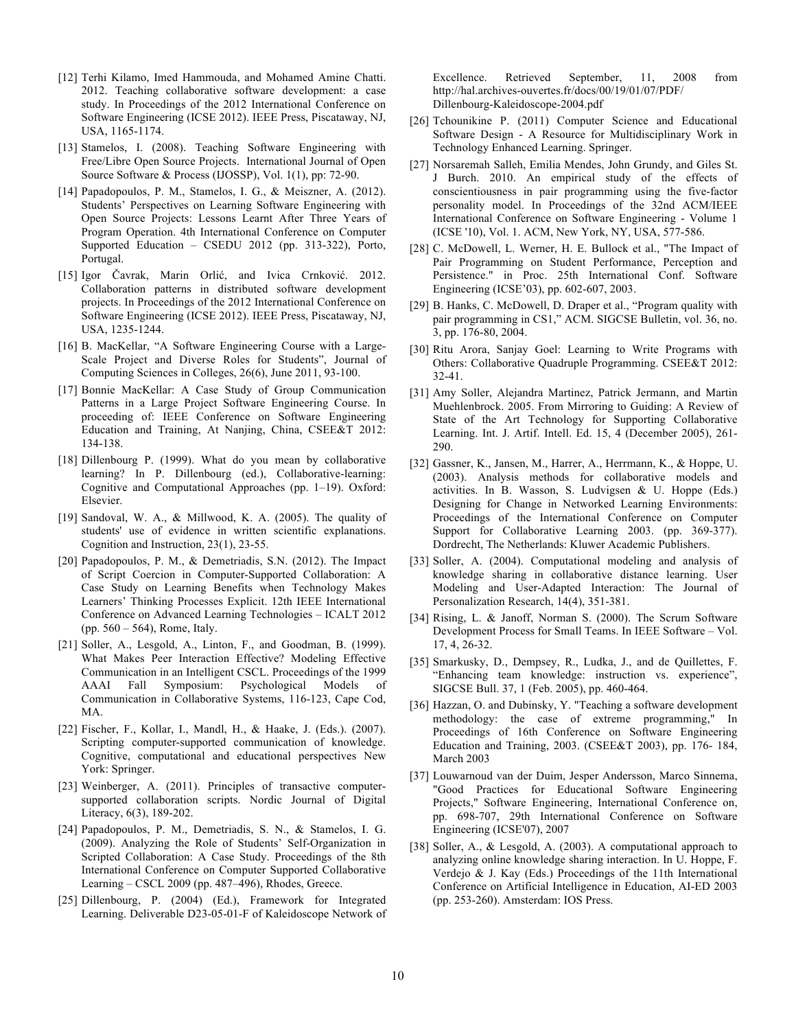[12] Terhi Kilamo, Imed Hammouda, and Mohamed Amine Chatti. 2012. Teaching collaborative software development: a case study. In Proceedings of the 2012 International Conference on Software Engineering (ICSE 2012). IEEE Press, Piscataway, NJ, USA, 1165-1174.

[13] Stamelos, I. (2008). Teaching Software Engineering with Free/Libre Open Source Projects. International Journal of Open Source Software & Process (IJOSSP), Vol. 1(1), pp: 72-90.

[14] Papadopoulos, P. M., Stamelos, I. G., & Meiszner, A. (2012). Students' Perspectives on Learning Software Engineering with Open Source Projects: Lessons Learnt After Three Years of Program Operation. 4th International Conference on Computer Supported Education – CSEDU 2012 (pp. 313-322), Porto, Portugal.

[15] Igor Čavrak, Marin Orlić, and Ivica Crnković. 2012. Collaboration patterns in distributed software development projects. In Proceedings of the 2012 International Conference on Software Engineering (ICSE 2012). IEEE Press, Piscataway, NJ, USA, 1235-1244.

[16] B. MacKellar, "A Software Engineering Course with a Large-Scale Project and Diverse Roles for Students", Journal of Computing Sciences in Colleges, 26(6), June 2011, 93-100.

[17] Bonnie MacKellar: A Case Study of Group Communication Patterns in a Large Project Software Engineering Course. In proceeding of: IEEE Conference on Software Engineering Education and Training, At Nanjing, China, CSEE&T 2012: 134-138.

[18] Dillenbourg P. (1999). What do you mean by collaborative learning? In P. Dillenbourg (ed.), Collaborative-learning: Cognitive and Computational Approaches (pp. 1–19). Oxford: Elsevier.

[19] Sandoval, W. A., & Millwood, K. A. (2005). The quality of students' use of evidence in written scientific explanations. Cognition and Instruction, 23(1), 23-55.

[20] Papadopoulos, P. M., & Demetriadis, S.N. (2012). The Impact of Script Coercion in Computer-Supported Collaboration: A Case Study on Learning Benefits when Technology Makes Learners' Thinking Processes Explicit. 12th IEEE International Conference on Advanced Learning Technologies – ICALT 2012 (pp. 560 – 564), Rome, Italy.

[21] Soller, A., Lesgold, A., Linton, F., and Goodman, B. (1999). What Makes Peer Interaction Effective? Modeling Effective Communication in an Intelligent CSCL. Proceedings of the 1999 AAAI Fall Symposium: Psychological Models of Communication in Collaborative Systems, 116-123, Cape Cod, MA.

[22] Fischer, F., Kollar, I., Mandl, H., & Haake, J. (Eds.). (2007). Scripting computer-supported communication of knowledge. Cognitive, computational and educational perspectives New York: Springer.

[23] Weinberger, A. (2011). Principles of transactive computer-supported collaboration scripts. Nordic Journal of Digital Literacy, 6(3), 189-202.

[24] Papadopoulos, P. M., Demetriadis, S. N., & Stamelos, I. G. (2009). Analyzing the Role of Students' Self-Organization in Scripted Collaboration: A Case Study. Proceedings of the 8th International Conference on Computer Supported Collaborative Learning – CSCL 2009 (pp. 487–496), Rhodes, Greece.

[25] Dillenbourg, P. (2004) (Ed.), Framework for Integrated Learning. Deliverable D23-05-01-F of Kaleidoscope Network of Excellence. Retrieved September, 11, 2008 from http://hal.archives-ouvertes.fr/docs/00/19/01/07/PDF/Dillenbourg-Kaleidoscope-2004.pdf

[26] Tchounikine P. (2011) Computer Science and Educational Software Design - A Resource for Multidisciplinary Work in Technology Enhanced Learning. Springer.

[27] Norsaremah Salleh, Emilia Mendes, John Grundy, and Giles St. J Burch. 2010. An empirical study of the effects of conscientiousness in pair programming using the five-factor personality model. In Proceedings of the 32nd ACM/IEEE International Conference on Software Engineering - Volume 1 (ICSE '10), Vol. 1. ACM, New York, NY, USA, 577-586.

[28] C. McDowell, L. Werner, H. E. Bullock et al., "The Impact of Pair Programming on Student Performance, Perception and Persistence." in Proc. 25th International Conf. Software Engineering (ICSE'03), pp. 602-607, 2003.

[29] B. Hanks, C. McDowell, D. Draper et al., "Program quality with pair programming in CS1," ACM. SIGCSE Bulletin, vol. 36, no. 3, pp. 176-80, 2004.

[30] Ritu Arora, Sanjay Goel: Learning to Write Programs with Others: Collaborative Quadruple Programming. CSEE&T 2012: 32-41.

[31] Amy Soller, Alejandra Martinez, Patrick Jermann, and Martin Muehlenbrock. 2005. From Mirroring to Guiding: A Review of State of the Art Technology for Supporting Collaborative Learning. Int. J. Artif. Intell. Ed. 15, 4 (December 2005), 261-290.

[32] Gassner, K., Jansen, M., Harrer, A., Herrmann, K., & Hoppe, U. (2003). Analysis methods for collaborative models and activities. In B. Wasson, S. Ludvigsen & U. Hoppe (Eds.) Designing for Change in Networked Learning Environments: Proceedings of the International Conference on Computer Support for Collaborative Learning 2003. (pp. 369-377). Dordrecht, The Netherlands: Kluwer Academic Publishers.

[33] Soller, A. (2004). Computational modeling and analysis of knowledge sharing in collaborative distance learning. User Modeling and User-Adapted Interaction: The Journal of Personalization Research, 14(4), 351-381.

[34] Rising, L. & Janoff, Norman S. (2000). The Scrum Software Development Process for Small Teams. In IEEE Software – Vol. 17, 4, 26-32.

[35] Smarkusky, D., Dempsey, R., Ludka, J., and de Quillettes, F. "Enhancing team knowledge: instruction vs. experience", SIGCSE Bull. 37, 1 (Feb. 2005), pp. 460-464.

[36] Hazzan, O. and Dubinsky, Y. "Teaching a software development methodology: the case of extreme programming," In Proceedings of 16th Conference on Software Engineering Education and Training, 2003. (CSEE&T 2003), pp. 176- 184, March 2003

[37] Louwarnoud van der Duim, Jesper Andersson, Marco Sinnema, "Good Practices for Educational Software Engineering Projects," Software Engineering, International Conference on, pp. 698-707, 29th International Conference on Software Engineering (ICSE'07), 2007

[38] Soller, A., & Lesgold, A. (2003). A computational approach to analyzing online knowledge sharing interaction. In U. Hoppe, F. Verdejo & J. Kay (Eds.) Proceedings of the 11th International Conference on Artificial Intelligence in Education, AI-ED 2003 (pp. 253-260). Amsterdam: IOS Press.